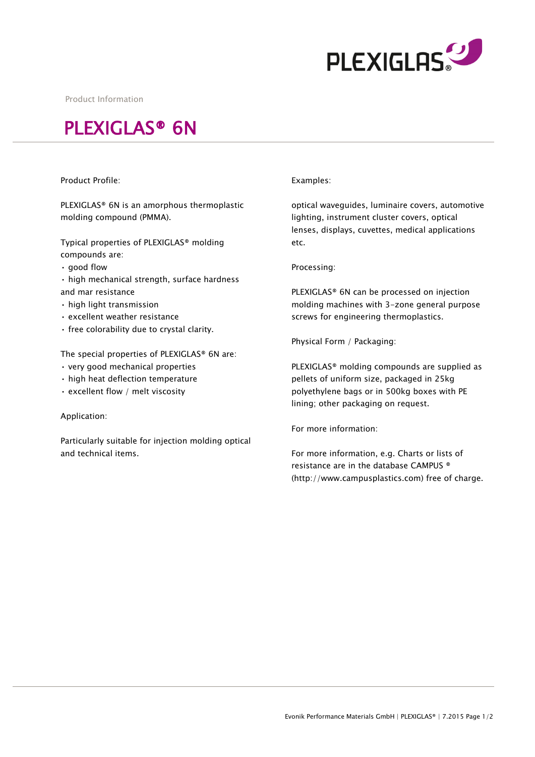Product Information

# PLEXIGLAS® 6N

Product Profile:

PLEXIGLAS® 6N is an amorphous thermoplastic molding compound (PMMA).

Typical properties of PLEXIGLAS® molding compounds are:

- good flow
- high mechanical strength, surface hardness and mar resistance
- high light transmission
- excellent weather resistance
- free colorability due to crystal clarity.

The special properties of PLEXIGLAS® 6N are:

- very good mechanical properties
- high heat deflection temperature
- excellent flow / melt viscosity

Application:

Particularly suitable for injection molding optical and technical items.

Examples:

optical waveguides, luminaire covers, automotive lighting, instrument cluster covers, optical lenses, displays, cuvettes, medical applications etc.

Processing:

PLEXIGLAS® 6N can be processed on injection molding machines with 3-zone general purpose screws for engineering thermoplastics.

Physical Form / Packaging:

PLEXIGLAS® molding compounds are supplied as pellets of uniform size, packaged in 25kg polyethylene bags or in 500kg boxes with PE lining; other packaging on request.

For more information:

For more information, e.g. Charts or lists of resistance are in the database CAMPUS ® (http://www.campusplastics.com) free of charge.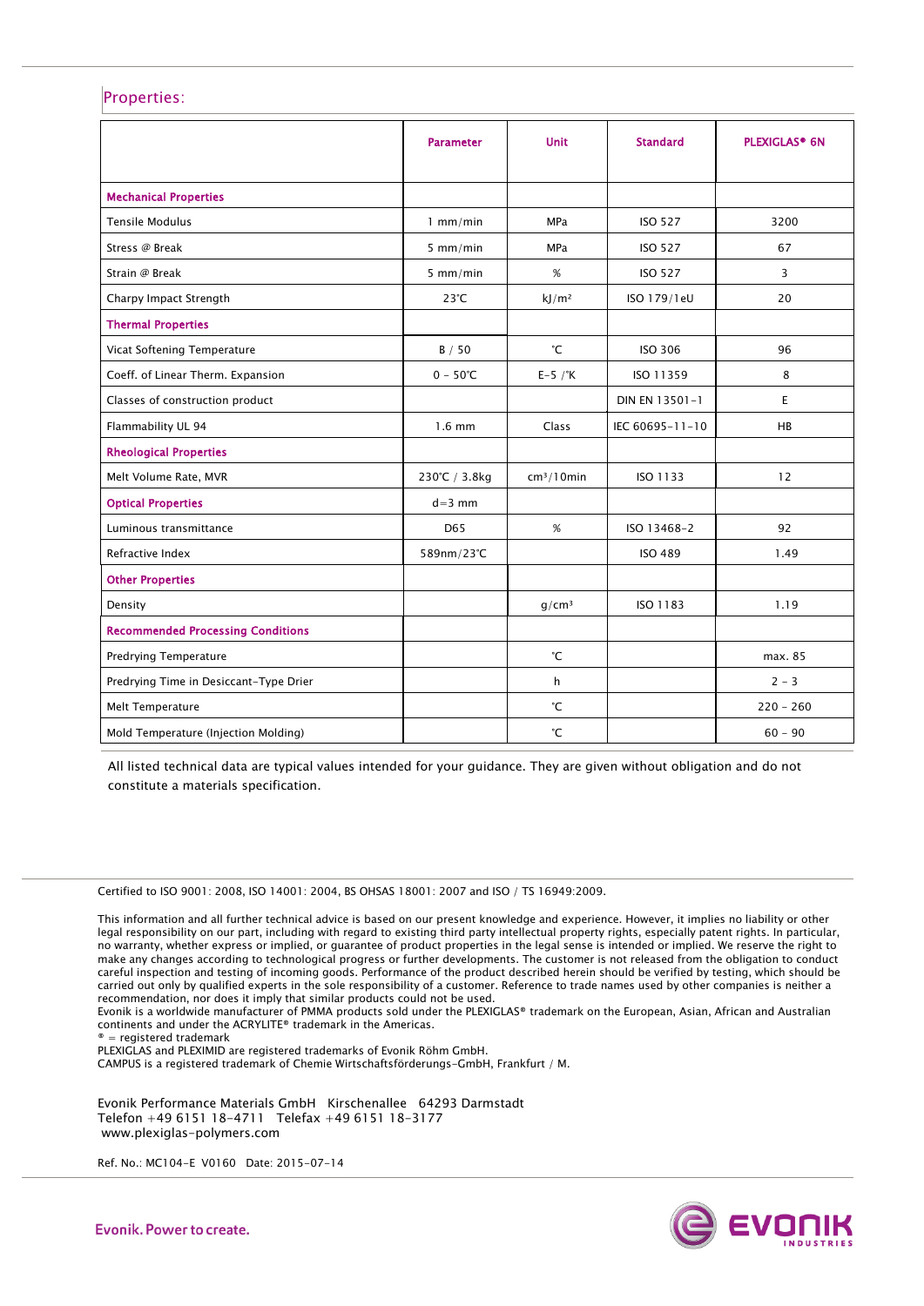## Properties:

| | Parameter | Unit | Standard | PLEXIGLAS® 6N |
|---|---|---|---|---|
| **Mechanical Properties** | | | | |
| Tensile Modulus | 1 mm/min | MPa | ISO 527 | 3200 |
| Stress @ Break | 5 mm/min | MPa | ISO 527 | 67 |
| Strain @ Break | 5 mm/min | % | ISO 527 | 3 |
| Charpy Impact Strength | 23°C | kJ/m² | ISO 179/1eU | 20 |
| **Thermal Properties** | | | | |
| Vicat Softening Temperature | B / 50 | °C | ISO 306 | 96 |
| Coeff. of Linear Therm. Expansion | 0 - 50°C | E-5 /°K | ISO 11359 | 8 |
| Classes of construction product | | | DIN EN 13501-1 | E |
| Flammability UL 94 | 1.6 mm | Class | IEC 60695-11-10 | HB |
| **Rheological Properties** | | | | |
| Melt Volume Rate, MVR | 230°C / 3.8kg | cm³/10min | ISO 1133 | 12 |
| **Optical Properties** | d=3 mm | | | |
| Luminous transmittance | D65 | % | ISO 13468-2 | 92 |
| Refractive Index | 589nm/23°C | | ISO 489 | 1.49 |
| **Other Properties** | | | | |
| Density | | g/cm³ | ISO 1183 | 1.19 |
| **Recommended Processing Conditions** | | | | |
| Predrying Temperature | | °C | | max. 85 |
| Predrying Time in Desiccant-Type Drier | | h | | 2 - 3 |
| Melt Temperature | | °C | | 220 - 260 |
| Mold Temperature (Injection Molding) | | °C | | 60 - 90 |

All listed technical data are typical values intended for your guidance. They are given without obligation and do not constitute a materials specification.

Certified to ISO 9001: 2008, ISO 14001: 2004, BS OHSAS 18001: 2007 and ISO / TS 16949:2009.

This information and all further technical advice is based on our present knowledge and experience. However, it implies no liability or other legal responsibility on our part, including with regard to existing third party intellectual property rights, especially patent rights. In particular, no warranty, whether express or implied, or guarantee of product properties in the legal sense is intended or implied. We reserve the right to make any changes according to technological progress or further developments. The customer is not released from the obligation to conduct careful inspection and testing of incoming goods. Performance of the product described herein should be verified by testing, which should be carried out only by qualified experts in the sole responsibility of a customer. Reference to trade names used by other companies is neither a recommendation, nor does it imply that similar products could not be used.
Evonik is a worldwide manufacturer of PMMA products sold under the PLEXIGLAS® trademark on the European, Asian, African and Australian continents and under the ACRYLITE® trademark in the Americas.
® = registered trademark
PLEXIGLAS and PLEXIMID are registered trademarks of Evonik Röhm GmbH.
CAMPUS is a registered trademark of Chemie Wirtschaftsförderungs-GmbH, Frankfurt / M.

Evonik Performance Materials GmbH Kirschenallee 64293 Darmstadt
Telefon +49 6151 18-4711 Telefax +49 6151 18-3177
www.plexiglas-polymers.com

Ref. No.: MC104-E V0160 Date: 2015-07-14

Evonik. Power to create.